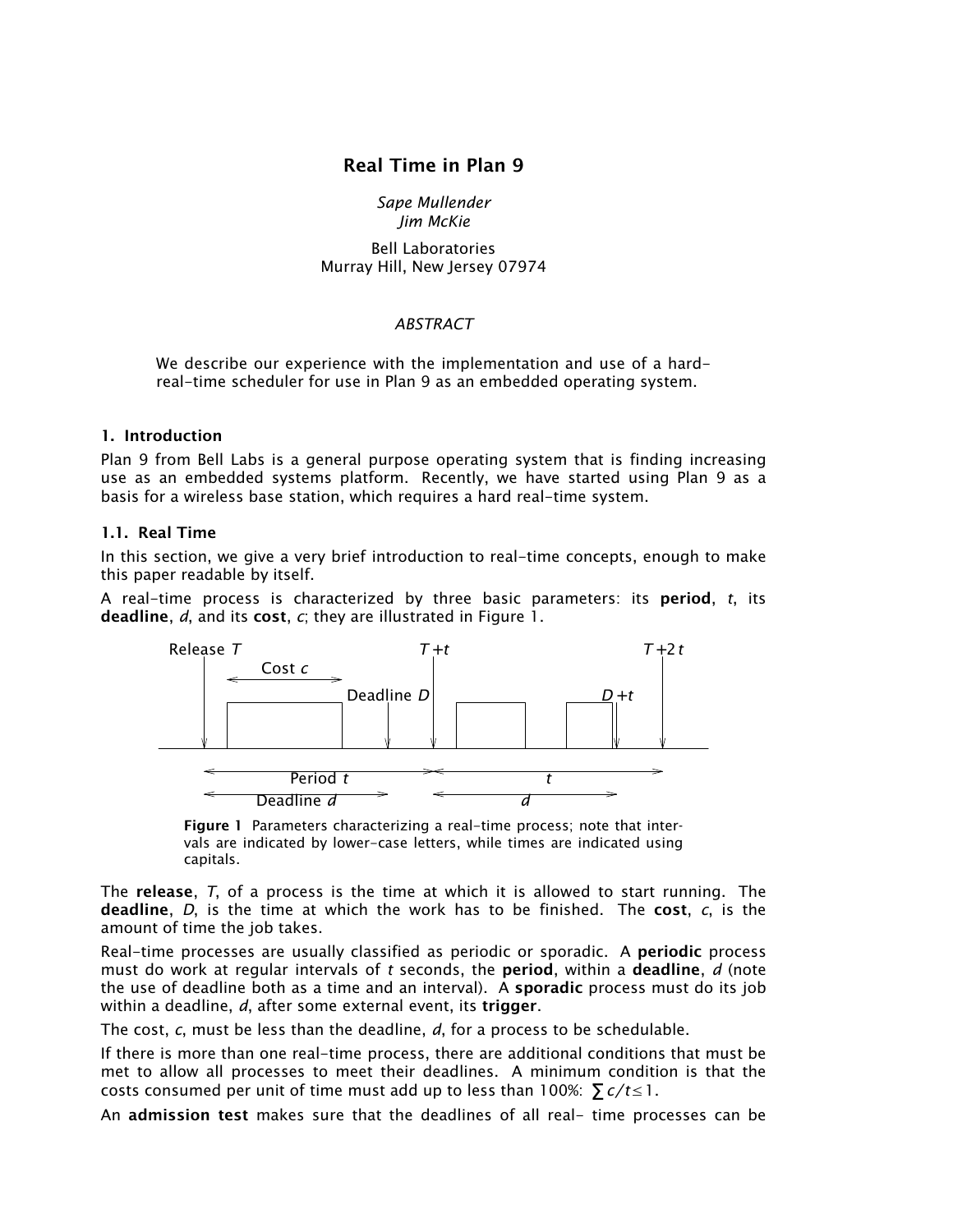# Real Time in Plan 9

*Sape Mullender*
*Jim McKie*

Bell Laboratories
Murray Hill, New Jersey 07974

*ABSTRACT*

We describe our experience with the implementation and use of a hard-real-time scheduler for use in Plan 9 as an embedded operating system.

## 1. Introduction

Plan 9 from Bell Labs is a general purpose operating system that is finding increasing use as an embedded systems platform. Recently, we have started using Plan 9 as a basis for a wireless base station, which requires a hard real-time system.

### 1.1. Real Time

In this section, we give a very brief introduction to real-time concepts, enough to make this paper readable by itself.

A real-time process is characterized by three basic parameters: its **period**, $t$, its **deadline**, $d$, and its **cost**, $c$; they are illustrated in Figure 1.

**Figure 1** Parameters characterizing a real-time process; note that intervals are indicated by lower-case letters, while times are indicated using capitals.

The **release**, $T$, of a process is the time at which it is allowed to start running. The **deadline**, $D$, is the time at which the work has to be finished. The **cost**, $c$, is the amount of time the job takes.

Real-time processes are usually classified as periodic or sporadic. A **periodic** process must do work at regular intervals of $t$ seconds, the **period**, within a **deadline**, $d$ (note the use of deadline both as a time and an interval). A **sporadic** process must do its job within a deadline, $d$, after some external event, its **trigger**.

The cost, $c$, must be less than the deadline, $d$, for a process to be schedulable.

If there is more than one real-time process, there are additional conditions that must be met to allow all processes to meet their deadlines. A minimum condition is that the costs consumed per unit of time must add up to less than 100%: $\sum c/t \leq 1$.

An **admission test** makes sure that the deadlines of all real- time processes can be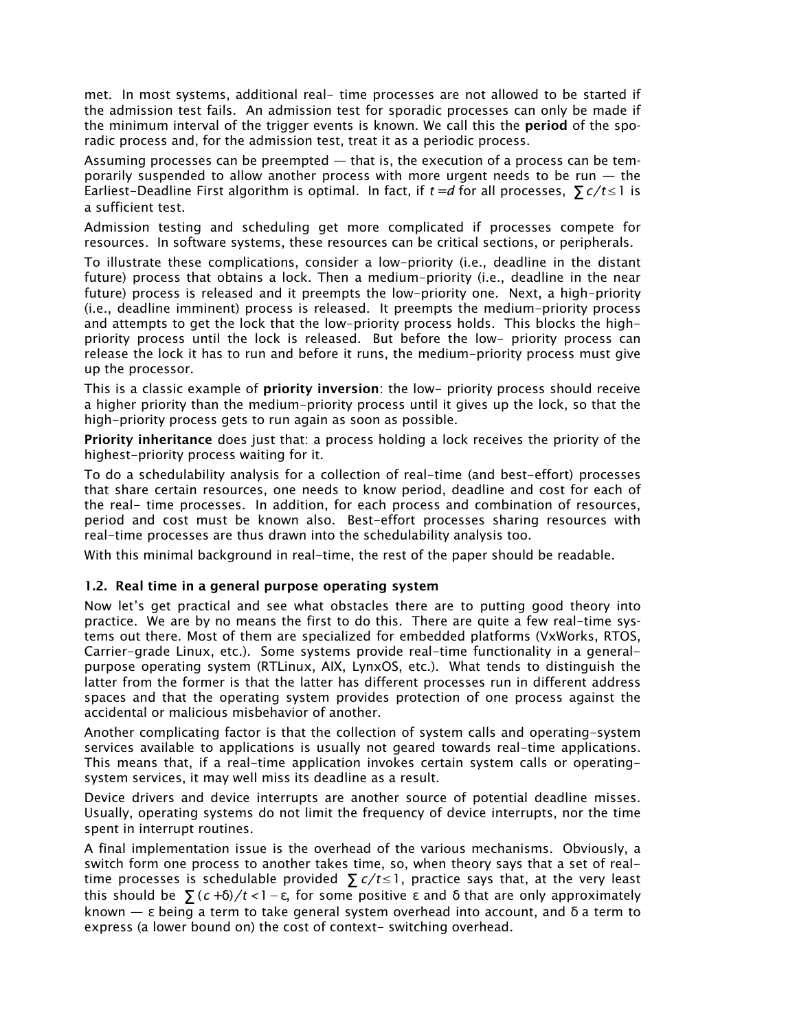met. In most systems, additional real- time processes are not allowed to be started if the admission test fails. An admission test for sporadic processes can only be made if the minimum interval of the trigger events is known. We call this the **period** of the sporadic process and, for the admission test, treat it as a periodic process.

Assuming processes can be preempted — that is, the execution of a process can be temporarily suspended to allow another process with more urgent needs to be run — the Earliest-Deadline First algorithm is optimal. In fact, if $t = d$ for all processes, $\sum c/t \leq 1$ is a sufficient test.

Admission testing and scheduling get more complicated if processes compete for resources. In software systems, these resources can be critical sections, or peripherals.

To illustrate these complications, consider a low-priority (i.e., deadline in the distant future) process that obtains a lock. Then a medium-priority (i.e., deadline in the near future) process is released and it preempts the low-priority one. Next, a high-priority (i.e., deadline imminent) process is released. It preempts the medium-priority process and attempts to get the lock that the low-priority process holds. This blocks the high-priority process until the lock is released. But before the low- priority process can release the lock it has to run and before it runs, the medium-priority process must give up the processor.

This is a classic example of **priority inversion**: the low- priority process should receive a higher priority than the medium-priority process until it gives up the lock, so that the high-priority process gets to run again as soon as possible.

**Priority inheritance** does just that: a process holding a lock receives the priority of the highest-priority process waiting for it.

To do a schedulability analysis for a collection of real-time (and best-effort) processes that share certain resources, one needs to know period, deadline and cost for each of the real- time processes. In addition, for each process and combination of resources, period and cost must be known also. Best-effort processes sharing resources with real-time processes are thus drawn into the schedulability analysis too.

With this minimal background in real-time, the rest of the paper should be readable.

### 1.2. Real time in a general purpose operating system

Now let's get practical and see what obstacles there are to putting good theory into practice. We are by no means the first to do this. There are quite a few real-time systems out there. Most of them are specialized for embedded platforms (VxWorks, RTOS, Carrier-grade Linux, etc.). Some systems provide real-time functionality in a general-purpose operating system (RTLinux, AIX, LynxOS, etc.). What tends to distinguish the latter from the former is that the latter has different processes run in different address spaces and that the operating system provides protection of one process against the accidental or malicious misbehavior of another.

Another complicating factor is that the collection of system calls and operating-system services available to applications is usually not geared towards real-time applications. This means that, if a real-time application invokes certain system calls or operating-system services, it may well miss its deadline as a result.

Device drivers and device interrupts are another source of potential deadline misses. Usually, operating systems do not limit the frequency of device interrupts, nor the time spent in interrupt routines.

A final implementation issue is the overhead of the various mechanisms. Obviously, a switch form one process to another takes time, so, when theory says that a set of real-time processes is schedulable provided $\sum c/t \leq 1$, practice says that, at the very least this should be $\sum (c + \delta)/t < 1 - \varepsilon$, for some positive $\varepsilon$ and $\delta$ that are only approximately known — $\varepsilon$ being a term to take general system overhead into account, and $\delta$ a term to express (a lower bound on) the cost of context- switching overhead.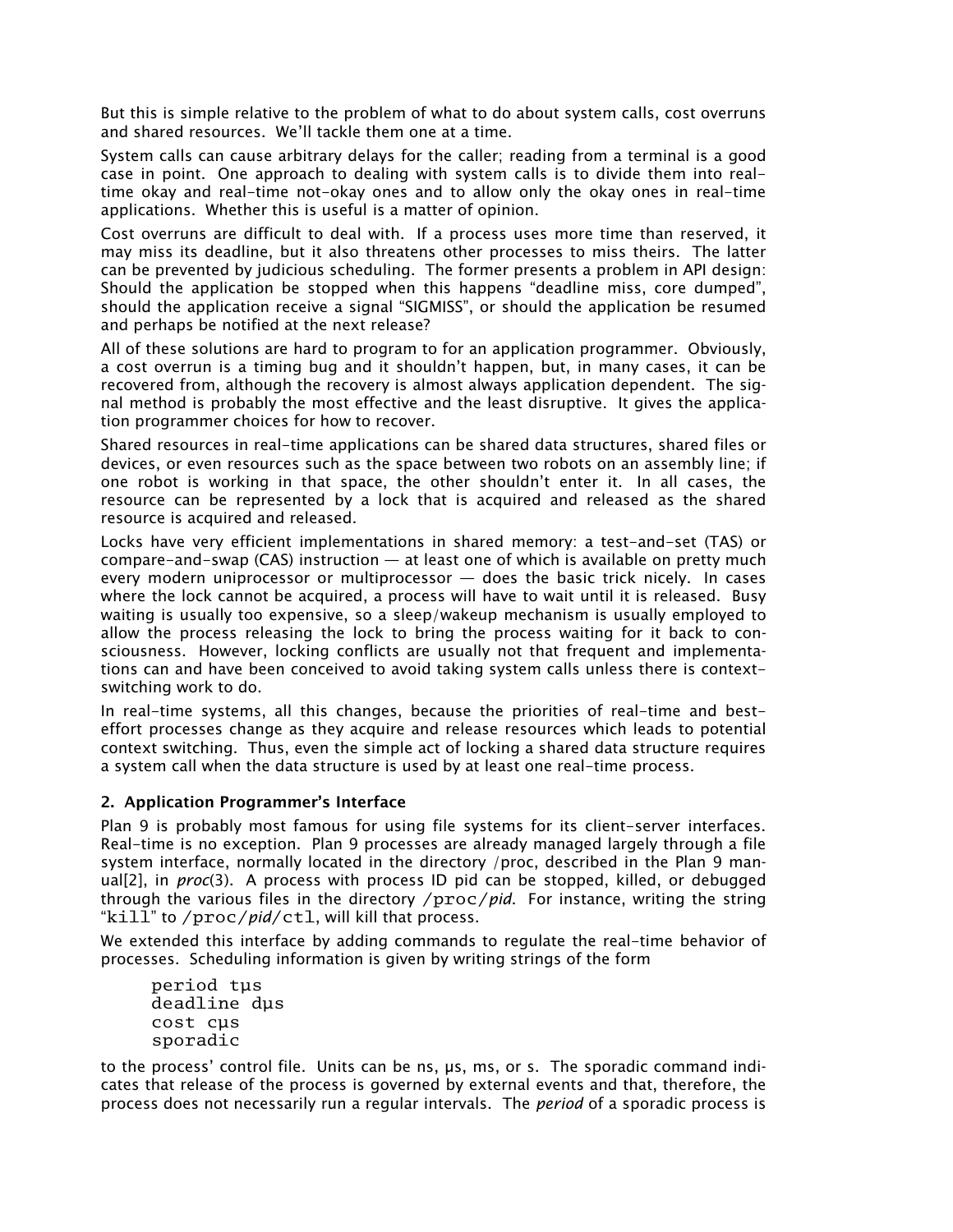But this is simple relative to the problem of what to do about system calls, cost overruns and shared resources. We'll tackle them one at a time.

System calls can cause arbitrary delays for the caller; reading from a terminal is a good case in point. One approach to dealing with system calls is to divide them into real-time okay and real-time not-okay ones and to allow only the okay ones in real-time applications. Whether this is useful is a matter of opinion.

Cost overruns are difficult to deal with. If a process uses more time than reserved, it may miss its deadline, but it also threatens other processes to miss theirs. The latter can be prevented by judicious scheduling. The former presents a problem in API design: Should the application be stopped when this happens "deadline miss, core dumped", should the application receive a signal "SIGMISS", or should the application be resumed and perhaps be notified at the next release?

All of these solutions are hard to program to for an application programmer. Obviously, a cost overrun is a timing bug and it shouldn't happen, but, in many cases, it can be recovered from, although the recovery is almost always application dependent. The signal method is probably the most effective and the least disruptive. It gives the application programmer choices for how to recover.

Shared resources in real-time applications can be shared data structures, shared files or devices, or even resources such as the space between two robots on an assembly line; if one robot is working in that space, the other shouldn't enter it. In all cases, the resource can be represented by a lock that is acquired and released as the shared resource is acquired and released.

Locks have very efficient implementations in shared memory: a test-and-set (TAS) or compare-and-swap (CAS) instruction — at least one of which is available on pretty much every modern uniprocessor or multiprocessor — does the basic trick nicely. In cases where the lock cannot be acquired, a process will have to wait until it is released. Busy waiting is usually too expensive, so a sleep/wakeup mechanism is usually employed to allow the process releasing the lock to bring the process waiting for it back to consciousness. However, locking conflicts are usually not that frequent and implementations can and have been conceived to avoid taking system calls unless there is context-switching work to do.

In real-time systems, all this changes, because the priorities of real-time and best-effort processes change as they acquire and release resources which leads to potential context switching. Thus, even the simple act of locking a shared data structure requires a system call when the data structure is used by at least one real-time process.

## 2. Application Programmer's Interface

Plan 9 is probably most famous for using file systems for its client-server interfaces. Real-time is no exception. Plan 9 processes are already managed largely through a file system interface, normally located in the directory /proc, described in the Plan 9 manual[2], in *proc*(3). A process with process ID pid can be stopped, killed, or debugged through the various files in the directory `/proc/`*pid*. For instance, writing the string "`kill`" to `/proc/`*pid*`/ctl`, will kill that process.

We extended this interface by adding commands to regulate the real-time behavior of processes. Scheduling information is given by writing strings of the form

```
period tµs
deadline dµs
cost cµs
sporadic
```

to the process' control file. Units can be ns, µs, ms, or s. The sporadic command indicates that release of the process is governed by external events and that, therefore, the process does not necessarily run a regular intervals. The *period* of a sporadic process is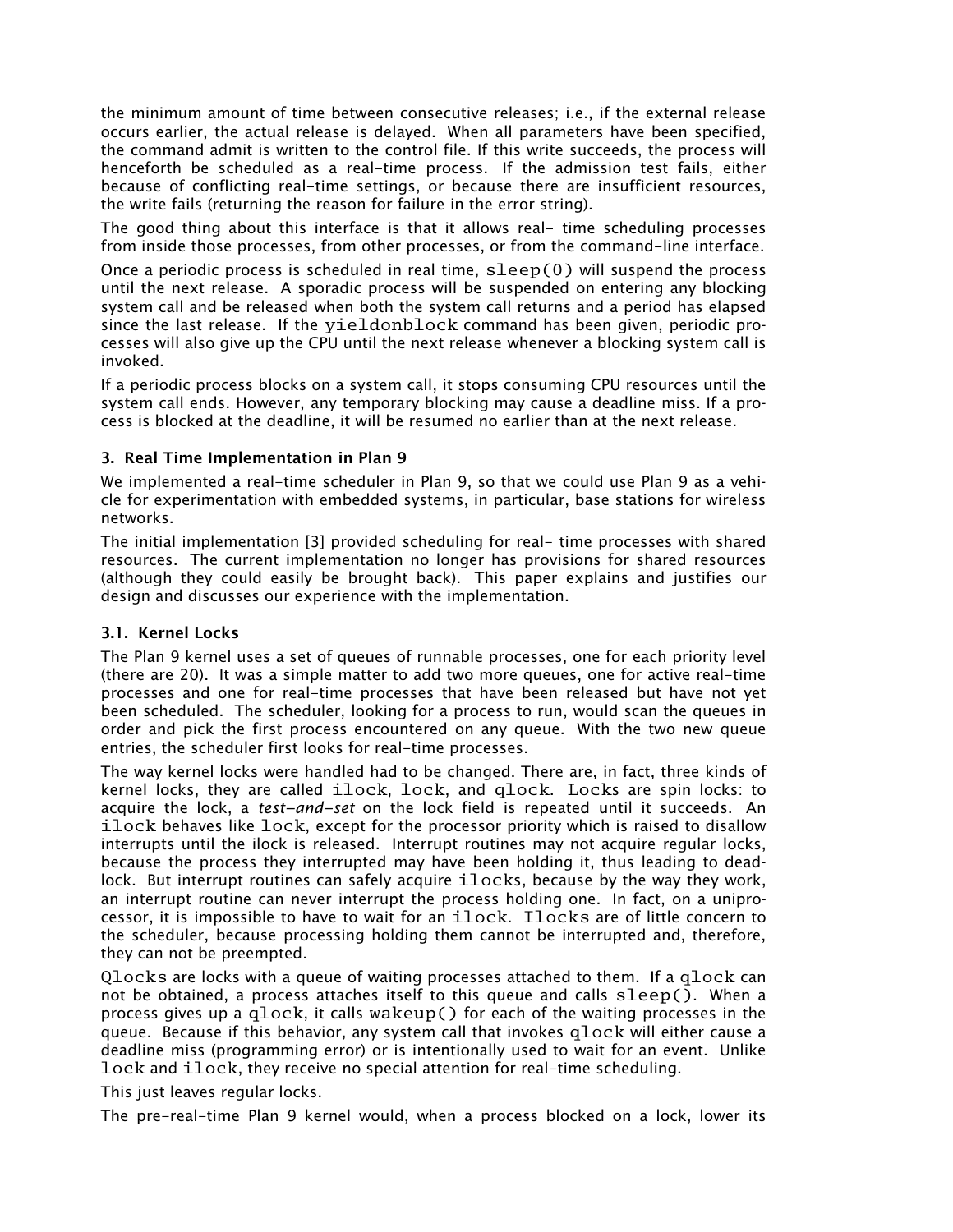the minimum amount of time between consecutive releases; i.e., if the external release occurs earlier, the actual release is delayed. When all parameters have been specified, the command admit is written to the control file. If this write succeeds, the process will henceforth be scheduled as a real-time process. If the admission test fails, either because of conflicting real-time settings, or because there are insufficient resources, the write fails (returning the reason for failure in the error string).

The good thing about this interface is that it allows real- time scheduling processes from inside those processes, from other processes, or from the command-line interface.

Once a periodic process is scheduled in real time, `sleep(0)` will suspend the process until the next release. A sporadic process will be suspended on entering any blocking system call and be released when both the system call returns and a period has elapsed since the last release. If the `yieldonblock` command has been given, periodic processes will also give up the CPU until the next release whenever a blocking system call is invoked.

If a periodic process blocks on a system call, it stops consuming CPU resources until the system call ends. However, any temporary blocking may cause a deadline miss. If a process is blocked at the deadline, it will be resumed no earlier than at the next release.

## 3. Real Time Implementation in Plan 9

We implemented a real-time scheduler in Plan 9, so that we could use Plan 9 as a vehicle for experimentation with embedded systems, in particular, base stations for wireless networks.

The initial implementation [3] provided scheduling for real- time processes with shared resources. The current implementation no longer has provisions for shared resources (although they could easily be brought back). This paper explains and justifies our design and discusses our experience with the implementation.

### 3.1. Kernel Locks

The Plan 9 kernel uses a set of queues of runnable processes, one for each priority level (there are 20). It was a simple matter to add two more queues, one for active real-time processes and one for real-time processes that have been released but have not yet been scheduled. The scheduler, looking for a process to run, would scan the queues in order and pick the first process encountered on any queue. With the two new queue entries, the scheduler first looks for real-time processes.

The way kernel locks were handled had to be changed. There are, in fact, three kinds of kernel locks, they are called `ilock`, `lock`, and `qlock`. `Locks` are spin locks: to acquire the lock, a *test-and-set* on the lock field is repeated until it succeeds. An `ilock` behaves like `lock`, except for the processor priority which is raised to disallow interrupts until the ilock is released. Interrupt routines may not acquire regular locks, because the process they interrupted may have been holding it, thus leading to deadlock. But interrupt routines can safely acquire `ilocks`, because by the way they work, an interrupt routine can never interrupt the process holding one. In fact, on a uniprocessor, it is impossible to have to wait for an `ilock`. `Ilocks` are of little concern to the scheduler, because processing holding them cannot be interrupted and, therefore, they can not be preempted.

`Qlocks` are locks with a queue of waiting processes attached to them. If a `qlock` can not be obtained, a process attaches itself to this queue and calls `sleep()`. When a process gives up a `qlock`, it calls `wakeup()` for each of the waiting processes in the queue. Because if this behavior, any system call that invokes `qlock` will either cause a deadline miss (programming error) or is intentionally used to wait for an event. Unlike `lock` and `ilock`, they receive no special attention for real-time scheduling.

This just leaves regular locks.

The pre-real-time Plan 9 kernel would, when a process blocked on a lock, lower its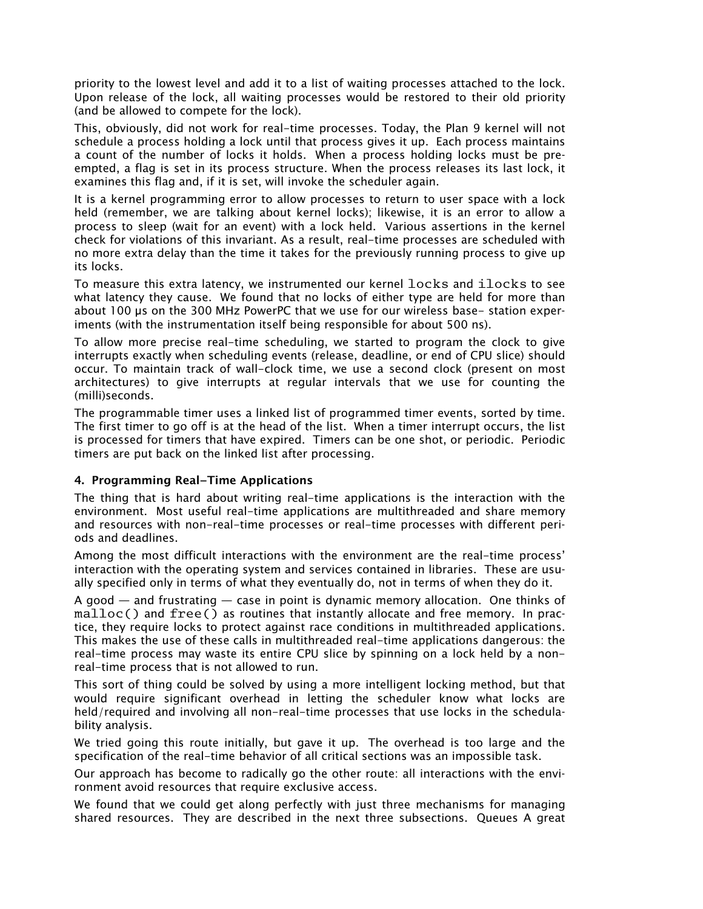priority to the lowest level and add it to a list of waiting processes attached to the lock. Upon release of the lock, all waiting processes would be restored to their old priority (and be allowed to compete for the lock).

This, obviously, did not work for real-time processes. Today, the Plan 9 kernel will not schedule a process holding a lock until that process gives it up. Each process maintains a count of the number of locks it holds. When a process holding locks must be preempted, a flag is set in its process structure. When the process releases its last lock, it examines this flag and, if it is set, will invoke the scheduler again.

It is a kernel programming error to allow processes to return to user space with a lock held (remember, we are talking about kernel locks); likewise, it is an error to allow a process to sleep (wait for an event) with a lock held. Various assertions in the kernel check for violations of this invariant. As a result, real-time processes are scheduled with no more extra delay than the time it takes for the previously running process to give up its locks.

To measure this extra latency, we instrumented our kernel `locks` and `ilocks` to see what latency they cause. We found that no locks of either type are held for more than about 100 µs on the 300 MHz PowerPC that we use for our wireless base- station experiments (with the instrumentation itself being responsible for about 500 ns).

To allow more precise real-time scheduling, we started to program the clock to give interrupts exactly when scheduling events (release, deadline, or end of CPU slice) should occur. To maintain track of wall-clock time, we use a second clock (present on most architectures) to give interrupts at regular intervals that we use for counting the (milli)seconds.

The programmable timer uses a linked list of programmed timer events, sorted by time. The first timer to go off is at the head of the list. When a timer interrupt occurs, the list is processed for timers that have expired. Timers can be one shot, or periodic. Periodic timers are put back on the linked list after processing.

### 4. Programming Real-Time Applications

The thing that is hard about writing real-time applications is the interaction with the environment. Most useful real-time applications are multithreaded and share memory and resources with non-real-time processes or real-time processes with different periods and deadlines.

Among the most difficult interactions with the environment are the real-time process' interaction with the operating system and services contained in libraries. These are usually specified only in terms of what they eventually do, not in terms of when they do it.

A good — and frustrating — case in point is dynamic memory allocation. One thinks of `malloc()` and `free()` as routines that instantly allocate and free memory. In practice, they require locks to protect against race conditions in multithreaded applications. This makes the use of these calls in multithreaded real-time applications dangerous: the real-time process may waste its entire CPU slice by spinning on a lock held by a non-real-time process that is not allowed to run.

This sort of thing could be solved by using a more intelligent locking method, but that would require significant overhead in letting the scheduler know what locks are held/required and involving all non-real-time processes that use locks in the schedulability analysis.

We tried going this route initially, but gave it up. The overhead is too large and the specification of the real-time behavior of all critical sections was an impossible task.

Our approach has become to radically go the other route: all interactions with the environment avoid resources that require exclusive access.

We found that we could get along perfectly with just three mechanisms for managing shared resources. They are described in the next three subsections. Queues A great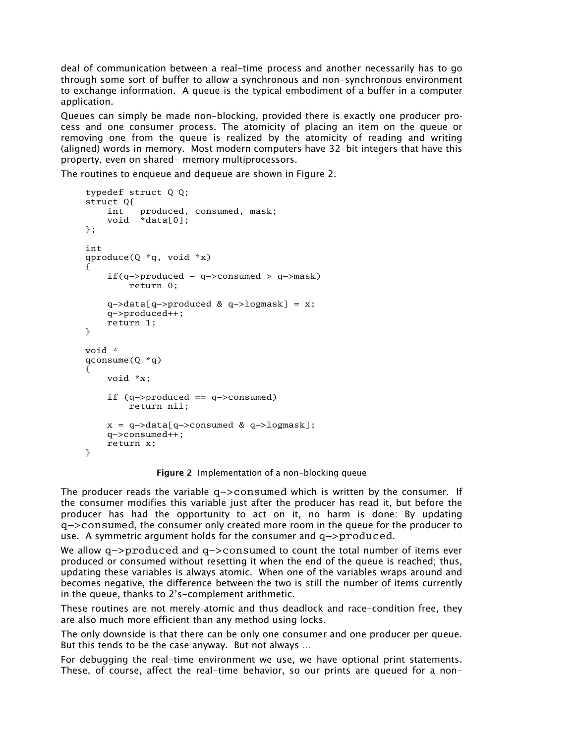deal of communication between a real-time process and another necessarily has to go through some sort of buffer to allow a synchronous and non-synchronous environment to exchange information. A queue is the typical embodiment of a buffer in a computer application.

Queues can simply be made non-blocking, provided there is exactly one producer process and one consumer process. The atomicity of placing an item on the queue or removing one from the queue is realized by the atomicity of reading and writing (aligned) words in memory. Most modern computers have 32-bit integers that have this property, even on shared- memory multiprocessors.

The routines to enqueue and dequeue are shown in Figure 2.

```
typedef struct Q Q;
struct Q{
    int   produced, consumed, mask;
    void  *data[0];
};

int
qproduce(Q *q, void *x)
{
    if(q->produced - q->consumed > q->mask)
        return 0;

    q->data[q->produced & q->logmask] = x;
    q->produced++;
    return 1;
}

void *
qconsume(Q *q)
{
    void *x;

    if (q->produced == q->consumed)
        return nil;

    x = q->data[q->consumed & q->logmask];
    q->consumed++;
    return x;
}
```

**Figure 2** Implementation of a non-blocking queue

The producer reads the variable `q->consumed` which is written by the consumer. If the consumer modifies this variable just after the producer has read it, but before the producer has had the opportunity to act on it, no harm is done: By updating `q->consumed`, the consumer only created more room in the queue for the producer to use. A symmetric argument holds for the consumer and `q->produced`.

We allow `q->produced` and `q->consumed` to count the total number of items ever produced or consumed without resetting it when the end of the queue is reached; thus, updating these variables is always atomic. When one of the variables wraps around and becomes negative, the difference between the two is still the number of items currently in the queue, thanks to 2's-complement arithmetic.

These routines are not merely atomic and thus deadlock and race-condition free, they are also much more efficient than any method using locks.

The only downside is that there can be only one consumer and one producer per queue. But this tends to be the case anyway. But not always …

For debugging the real-time environment we use, we have optional print statements. These, of course, affect the real-time behavior, so our prints are queued for a non-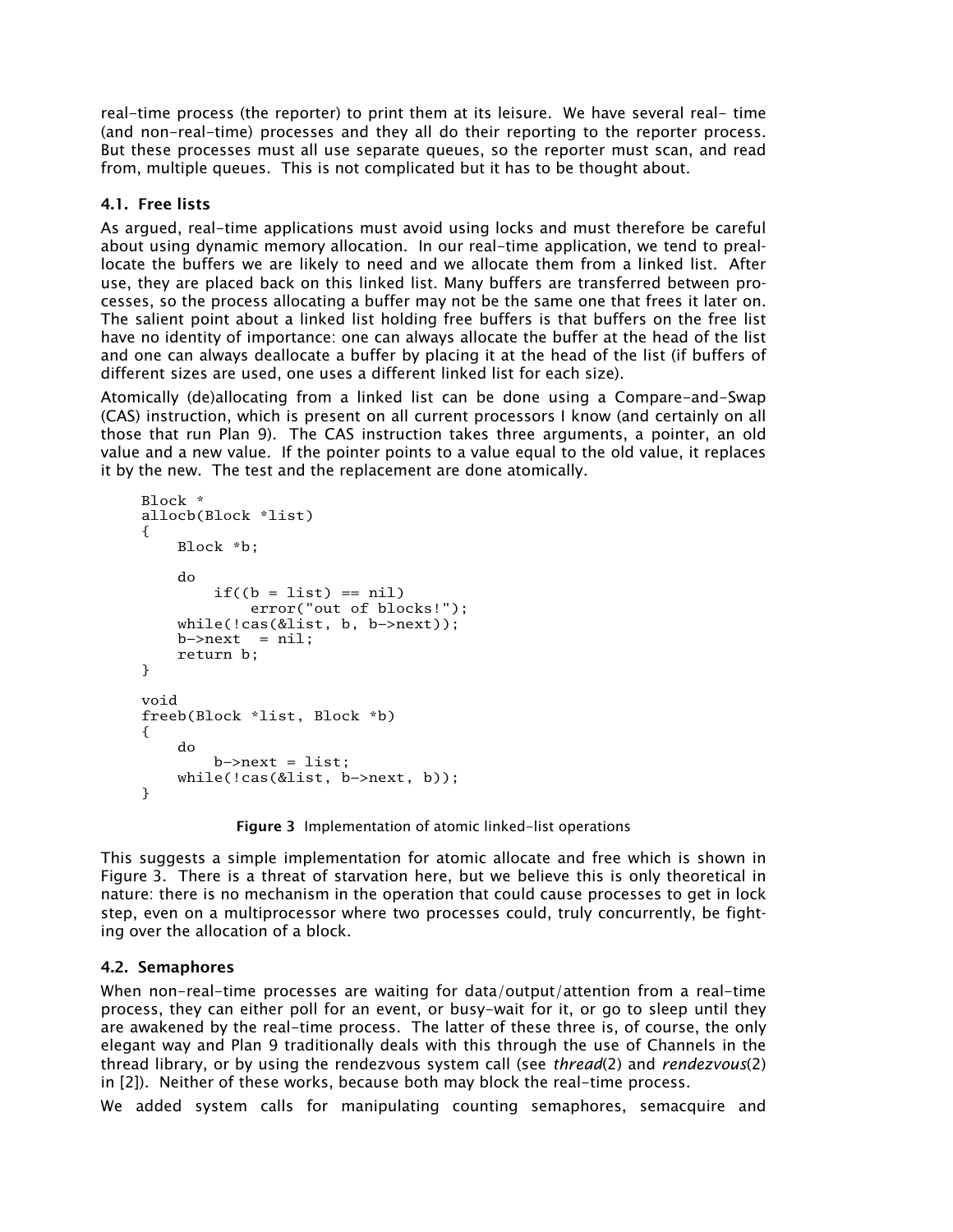real-time process (the reporter) to print them at its leisure. We have several real- time (and non-real-time) processes and they all do their reporting to the reporter process. But these processes must all use separate queues, so the reporter must scan, and read from, multiple queues. This is not complicated but it has to be thought about.

### 4.1. Free lists

As argued, real-time applications must avoid using locks and must therefore be careful about using dynamic memory allocation. In our real-time application, we tend to preallocate the buffers we are likely to need and we allocate them from a linked list. After use, they are placed back on this linked list. Many buffers are transferred between processes, so the process allocating a buffer may not be the same one that frees it later on. The salient point about a linked list holding free buffers is that buffers on the free list have no identity of importance: one can always allocate the buffer at the head of the list and one can always deallocate a buffer by placing it at the head of the list (if buffers of different sizes are used, one uses a different linked list for each size).

Atomically (de)allocating from a linked list can be done using a Compare-and-Swap (CAS) instruction, which is present on all current processors I know (and certainly on all those that run Plan 9). The CAS instruction takes three arguments, a pointer, an old value and a new value. If the pointer points to a value equal to the old value, it replaces it by the new. The test and the replacement are done atomically.

```
Block *
allocb(Block *list)
{
    Block *b;

    do
        if((b = list) == nil)
            error("out of blocks!");
    while(!cas(&list, b, b->next));
    b->next  = nil;
    return b;
}

void
freeb(Block *list, Block *b)
{
    do
        b->next = list;
    while(!cas(&list, b->next, b));
}
```

**Figure 3** Implementation of atomic linked-list operations

This suggests a simple implementation for atomic allocate and free which is shown in Figure 3. There is a threat of starvation here, but we believe this is only theoretical in nature: there is no mechanism in the operation that could cause processes to get in lock step, even on a multiprocessor where two processes could, truly concurrently, be fighting over the allocation of a block.

### 4.2. Semaphores

When non-real-time processes are waiting for data/output/attention from a real-time process, they can either poll for an event, or busy-wait for it, or go to sleep until they are awakened by the real-time process. The latter of these three is, of course, the only elegant way and Plan 9 traditionally deals with this through the use of Channels in the thread library, or by using the rendezvous system call (see *thread*(2) and *rendezvous*(2) in [2]). Neither of these works, because both may block the real-time process.

We added system calls for manipulating counting semaphores, semacquire and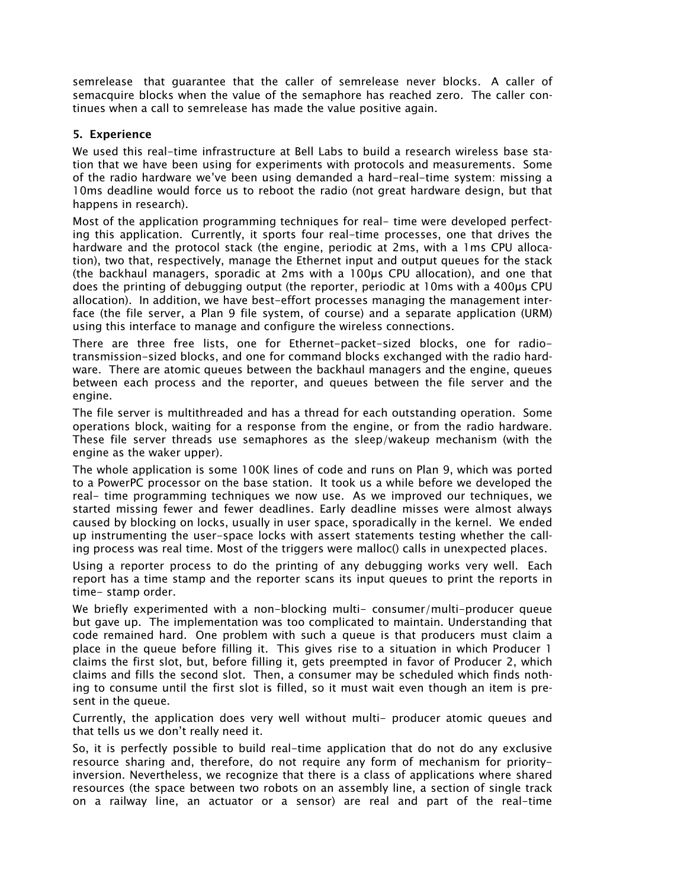semrelease that guarantee that the caller of semrelease never blocks. A caller of semacquire blocks when the value of the semaphore has reached zero. The caller continues when a call to semrelease has made the value positive again.

## 5. Experience

We used this real-time infrastructure at Bell Labs to build a research wireless base station that we have been using for experiments with protocols and measurements. Some of the radio hardware we've been using demanded a hard-real-time system: missing a 10ms deadline would force us to reboot the radio (not great hardware design, but that happens in research).

Most of the application programming techniques for real- time were developed perfecting this application. Currently, it sports four real-time processes, one that drives the hardware and the protocol stack (the engine, periodic at 2ms, with a 1ms CPU allocation), two that, respectively, manage the Ethernet input and output queues for the stack (the backhaul managers, sporadic at 2ms with a 100µs CPU allocation), and one that does the printing of debugging output (the reporter, periodic at 10ms with a 400µs CPU allocation). In addition, we have best-effort processes managing the management interface (the file server, a Plan 9 file system, of course) and a separate application (URM) using this interface to manage and configure the wireless connections.

There are three free lists, one for Ethernet-packet-sized blocks, one for radio-transmission-sized blocks, and one for command blocks exchanged with the radio hardware. There are atomic queues between the backhaul managers and the engine, queues between each process and the reporter, and queues between the file server and the engine.

The file server is multithreaded and has a thread for each outstanding operation. Some operations block, waiting for a response from the engine, or from the radio hardware. These file server threads use semaphores as the sleep/wakeup mechanism (with the engine as the waker upper).

The whole application is some 100K lines of code and runs on Plan 9, which was ported to a PowerPC processor on the base station. It took us a while before we developed the real- time programming techniques we now use. As we improved our techniques, we started missing fewer and fewer deadlines. Early deadline misses were almost always caused by blocking on locks, usually in user space, sporadically in the kernel. We ended up instrumenting the user-space locks with assert statements testing whether the calling process was real time. Most of the triggers were malloc() calls in unexpected places.

Using a reporter process to do the printing of any debugging works very well. Each report has a time stamp and the reporter scans its input queues to print the reports in time- stamp order.

We briefly experimented with a non-blocking multi- consumer/multi-producer queue but gave up. The implementation was too complicated to maintain. Understanding that code remained hard. One problem with such a queue is that producers must claim a place in the queue before filling it. This gives rise to a situation in which Producer 1 claims the first slot, but, before filling it, gets preempted in favor of Producer 2, which claims and fills the second slot. Then, a consumer may be scheduled which finds nothing to consume until the first slot is filled, so it must wait even though an item is present in the queue.

Currently, the application does very well without multi- producer atomic queues and that tells us we don't really need it.

So, it is perfectly possible to build real-time application that do not do any exclusive resource sharing and, therefore, do not require any form of mechanism for priority-inversion. Nevertheless, we recognize that there is a class of applications where shared resources (the space between two robots on an assembly line, a section of single track on a railway line, an actuator or a sensor) are real and part of the real-time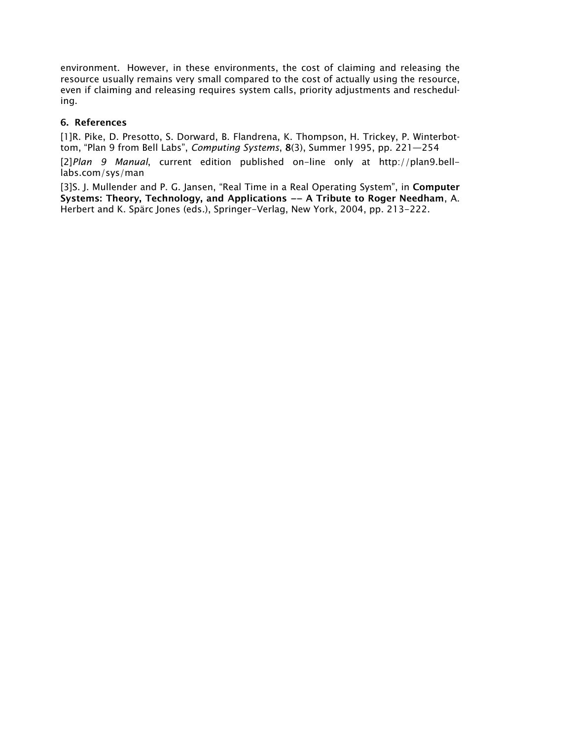environment. However, in these environments, the cost of claiming and releasing the resource usually remains very small compared to the cost of actually using the resource, even if claiming and releasing requires system calls, priority adjustments and rescheduling.

## 6. References

[1]R. Pike, D. Presotto, S. Dorward, B. Flandrena, K. Thompson, H. Trickey, P. Winterbottom, “Plan 9 from Bell Labs”, *Computing Systems*, **8**(3), Summer 1995, pp. 221—254

[2]*Plan 9 Manual*, current edition published on-line only at http://plan9.bell-labs.com/sys/man

[3]S. J. Mullender and P. G. Jansen, “Real Time in a Real Operating System”, in **Computer Systems: Theory, Technology, and Applications -- A Tribute to Roger Needham**, A. Herbert and K. Spärc Jones (eds.), Springer-Verlag, New York, 2004, pp. 213-222.